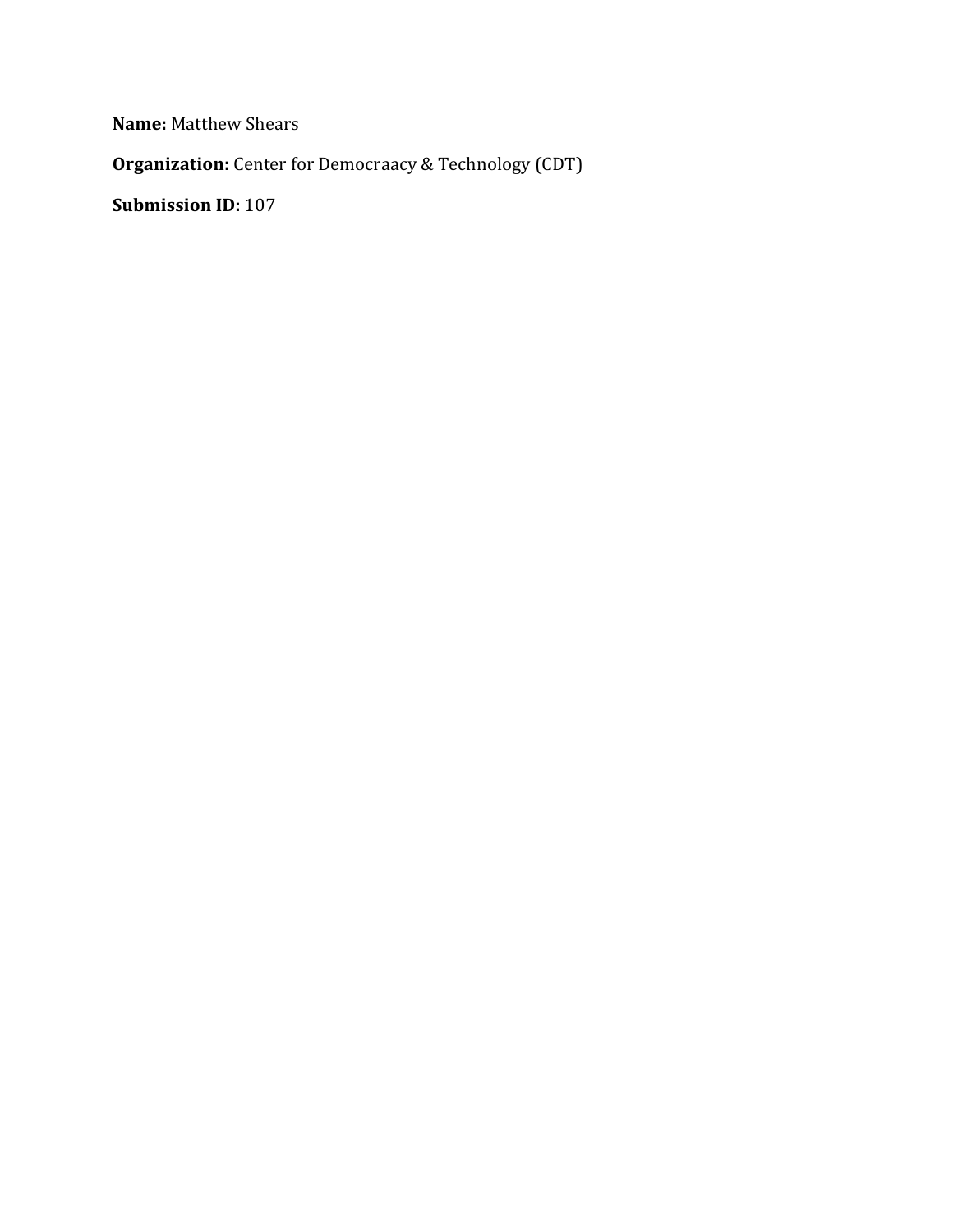**Name:** Matthew Shears

**Organization:** Center for Democraacy & Technology (CDT)

**Submission ID:** 107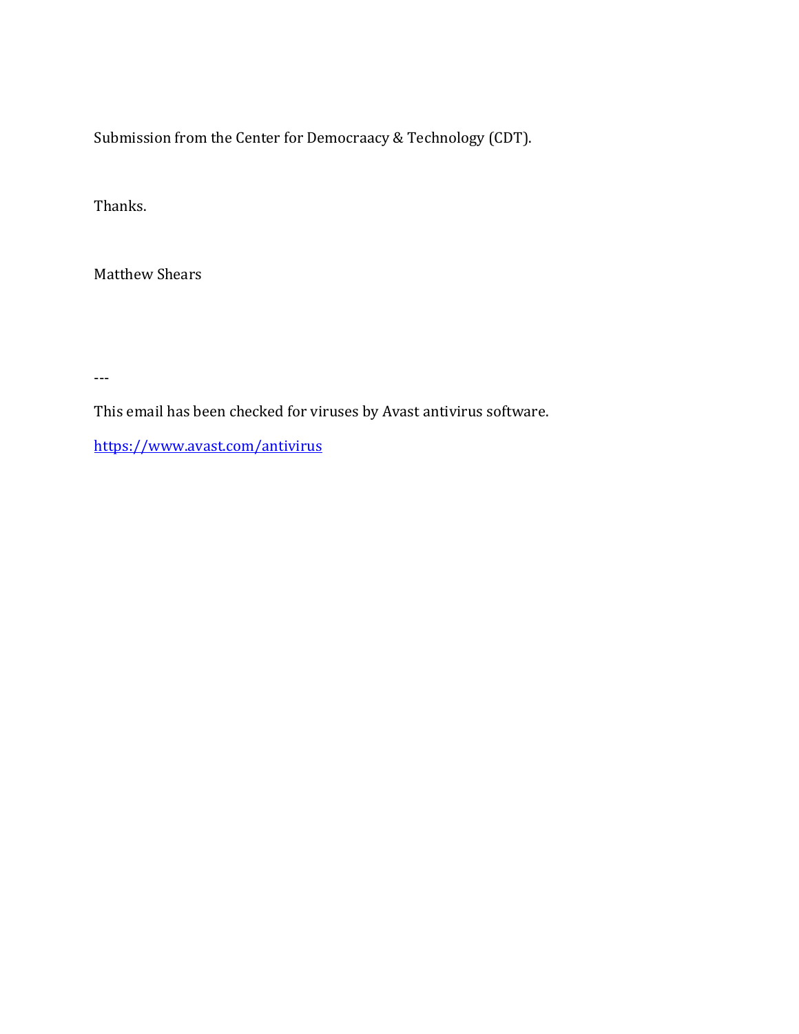Submission from the Center for Democraacy & Technology (CDT).

Thanks.

Matthew Shears

---

This email has been checked for viruses by Avast antivirus software.

https://www.avast.com/antivirus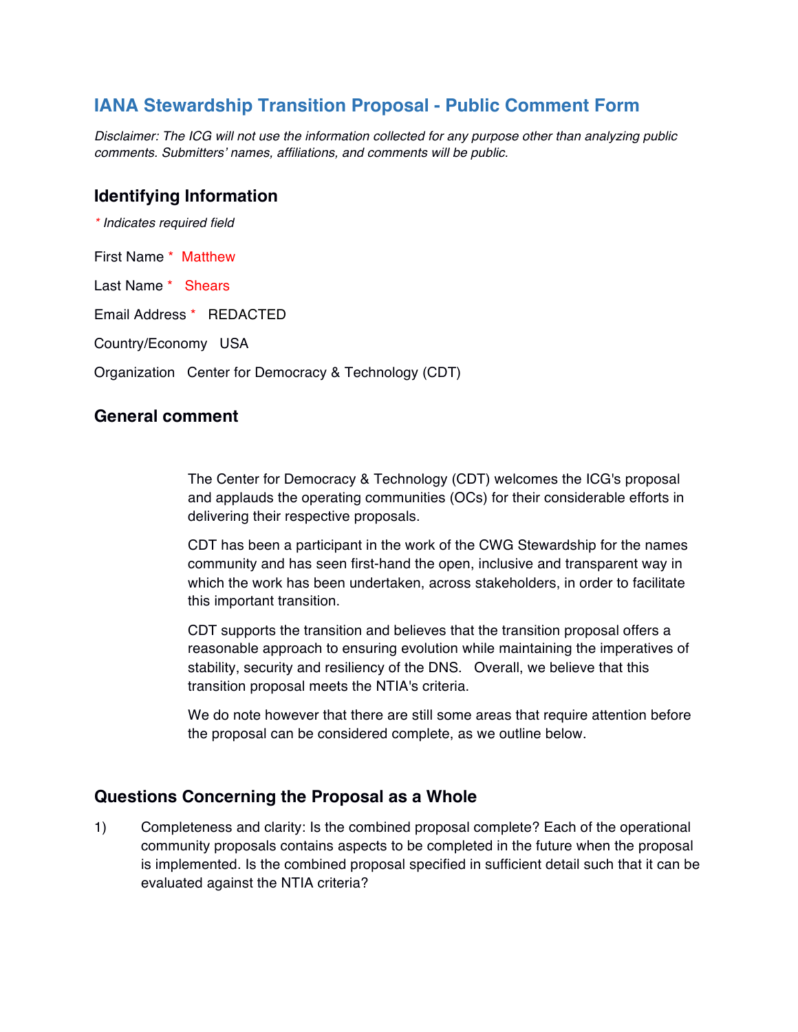## IANA Stewardship Transition Proposal - Public Comment Form

*Disclaimer: The ICG will not use the information collected for any purpose other than analyzing public comments. Submitters' names, affiliations, and comments will be public.*

### Identifying Information

*\* Indicates required field*

First Name * Matthew

Last Name * Shears

Email Address * REDACTED

Country/Economy USA

Organization Center for Democracy & Technology (CDT)

### General comment

The Center for Democracy & Technology (CDT) welcomes the ICG's proposal and applauds the operating communities (OCs) for their considerable efforts in delivering their respective proposals.

CDT has been a participant in the work of the CWG Stewardship for the names community and has seen first-hand the open, inclusive and transparent way in which the work has been undertaken, across stakeholders, in order to facilitate this important transition.

CDT supports the transition and believes that the transition proposal offers a reasonable approach to ensuring evolution while maintaining the imperatives of stability, security and resiliency of the DNS. Overall, we believe that this transition proposal meets the NTIA's criteria.

We do note however that there are still some areas that require attention before the proposal can be considered complete, as we outline below.

### Questions Concerning the Proposal as a Whole

1) Completeness and clarity: Is the combined proposal complete? Each of the operational community proposals contains aspects to be completed in the future when the proposal is implemented. Is the combined proposal specified in sufficient detail such that it can be evaluated against the NTIA criteria?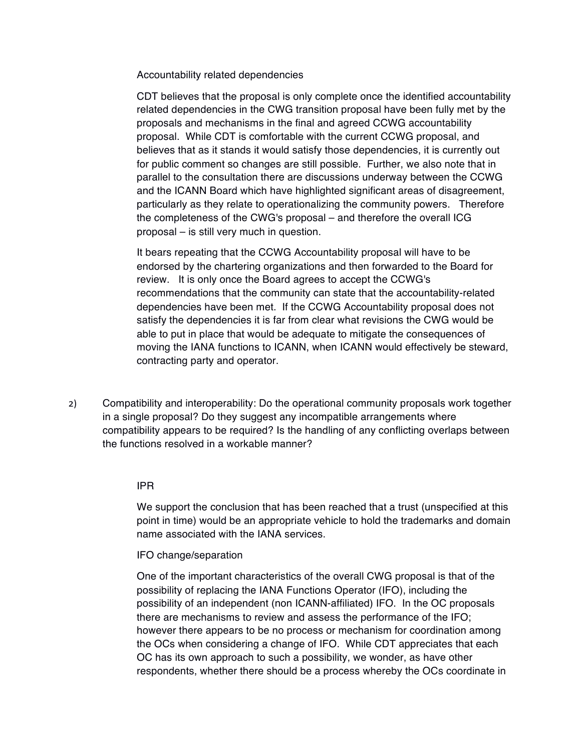Accountability related dependencies

CDT believes that the proposal is only complete once the identified accountability related dependencies in the CWG transition proposal have been fully met by the proposals and mechanisms in the final and agreed CCWG accountability proposal. While CDT is comfortable with the current CCWG proposal, and believes that as it stands it would satisfy those dependencies, it is currently out for public comment so changes are still possible. Further, we also note that in parallel to the consultation there are discussions underway between the CCWG and the ICANN Board which have highlighted significant areas of disagreement, particularly as they relate to operationalizing the community powers. Therefore the completeness of the CWG's proposal – and therefore the overall ICG proposal – is still very much in question.

It bears repeating that the CCWG Accountability proposal will have to be endorsed by the chartering organizations and then forwarded to the Board for review. It is only once the Board agrees to accept the CCWG's recommendations that the community can state that the accountability-related dependencies have been met. If the CCWG Accountability proposal does not satisfy the dependencies it is far from clear what revisions the CWG would be able to put in place that would be adequate to mitigate the consequences of moving the IANA functions to ICANN, when ICANN would effectively be steward, contracting party and operator.

2) Compatibility and interoperability: Do the operational community proposals work together in a single proposal? Do they suggest any incompatible arrangements where compatibility appears to be required? Is the handling of any conflicting overlaps between the functions resolved in a workable manner?

IPR

We support the conclusion that has been reached that a trust (unspecified at this point in time) would be an appropriate vehicle to hold the trademarks and domain name associated with the IANA services.

IFO change/separation

One of the important characteristics of the overall CWG proposal is that of the possibility of replacing the IANA Functions Operator (IFO), including the possibility of an independent (non ICANN-affiliated) IFO. In the OC proposals there are mechanisms to review and assess the performance of the IFO; however there appears to be no process or mechanism for coordination among the OCs when considering a change of IFO. While CDT appreciates that each OC has its own approach to such a possibility, we wonder, as have other respondents, whether there should be a process whereby the OCs coordinate in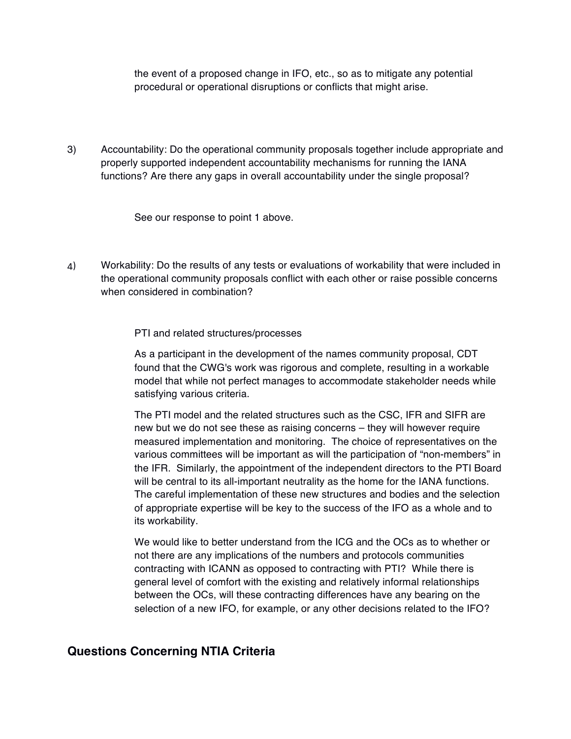the event of a proposed change in IFO, etc., so as to mitigate any potential procedural or operational disruptions or conflicts that might arise.

3) Accountability: Do the operational community proposals together include appropriate and properly supported independent accountability mechanisms for running the IANA functions? Are there any gaps in overall accountability under the single proposal?

See our response to point 1 above.

4) Workability: Do the results of any tests or evaluations of workability that were included in the operational community proposals conflict with each other or raise possible concerns when considered in combination?

PTI and related structures/processes

As a participant in the development of the names community proposal, CDT found that the CWG's work was rigorous and complete, resulting in a workable model that while not perfect manages to accommodate stakeholder needs while satisfying various criteria.

The PTI model and the related structures such as the CSC, IFR and SIFR are new but we do not see these as raising concerns – they will however require measured implementation and monitoring. The choice of representatives on the various committees will be important as will the participation of "non-members" in the IFR. Similarly, the appointment of the independent directors to the PTI Board will be central to its all-important neutrality as the home for the IANA functions. The careful implementation of these new structures and bodies and the selection of appropriate expertise will be key to the success of the IFO as a whole and to its workability.

We would like to better understand from the ICG and the OCs as to whether or not there are any implications of the numbers and protocols communities contracting with ICANN as opposed to contracting with PTI? While there is general level of comfort with the existing and relatively informal relationships between the OCs, will these contracting differences have any bearing on the selection of a new IFO, for example, or any other decisions related to the IFO?

## Questions Concerning NTIA Criteria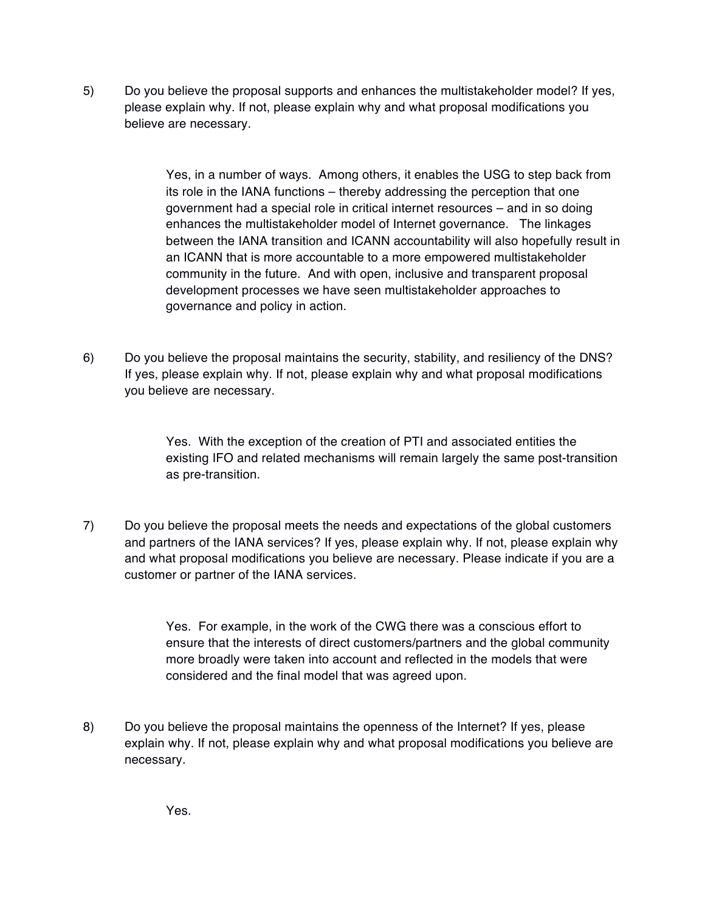5) Do you believe the proposal supports and enhances the multistakeholder model? If yes, please explain why. If not, please explain why and what proposal modifications you believe are necessary.

> Yes, in a number of ways. Among others, it enables the USG to step back from its role in the IANA functions – thereby addressing the perception that one government had a special role in critical internet resources – and in so doing enhances the multistakeholder model of Internet governance. The linkages between the IANA transition and ICANN accountability will also hopefully result in an ICANN that is more accountable to a more empowered multistakeholder community in the future. And with open, inclusive and transparent proposal development processes we have seen multistakeholder approaches to governance and policy in action.

6) Do you believe the proposal maintains the security, stability, and resiliency of the DNS? If yes, please explain why. If not, please explain why and what proposal modifications you believe are necessary.

> Yes. With the exception of the creation of PTI and associated entities the existing IFO and related mechanisms will remain largely the same post-transition as pre-transition.

7) Do you believe the proposal meets the needs and expectations of the global customers and partners of the IANA services? If yes, please explain why. If not, please explain why and what proposal modifications you believe are necessary. Please indicate if you are a customer or partner of the IANA services.

> Yes. For example, in the work of the CWG there was a conscious effort to ensure that the interests of direct customers/partners and the global community more broadly were taken into account and reflected in the models that were considered and the final model that was agreed upon.

8) Do you believe the proposal maintains the openness of the Internet? If yes, please explain why. If not, please explain why and what proposal modifications you believe are necessary.

> Yes.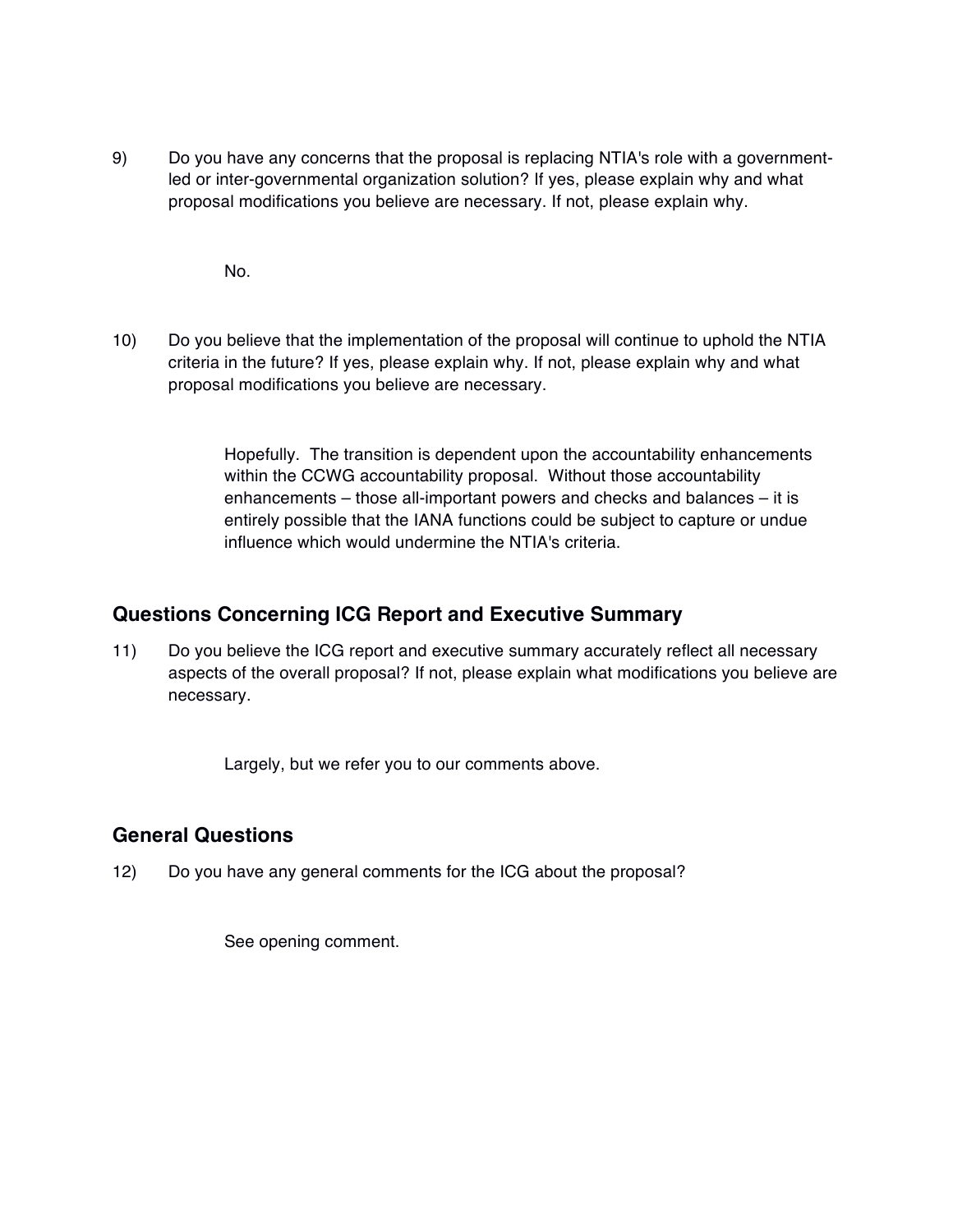9) Do you have any concerns that the proposal is replacing NTIA's role with a government-led or inter-governmental organization solution? If yes, please explain why and what proposal modifications you believe are necessary. If not, please explain why.

No.

10) Do you believe that the implementation of the proposal will continue to uphold the NTIA criteria in the future? If yes, please explain why. If not, please explain why and what proposal modifications you believe are necessary.

Hopefully. The transition is dependent upon the accountability enhancements within the CCWG accountability proposal. Without those accountability enhancements – those all-important powers and checks and balances – it is entirely possible that the IANA functions could be subject to capture or undue influence which would undermine the NTIA's criteria.

## Questions Concerning ICG Report and Executive Summary

11) Do you believe the ICG report and executive summary accurately reflect all necessary aspects of the overall proposal? If not, please explain what modifications you believe are necessary.

Largely, but we refer you to our comments above.

## General Questions

12) Do you have any general comments for the ICG about the proposal?

See opening comment.